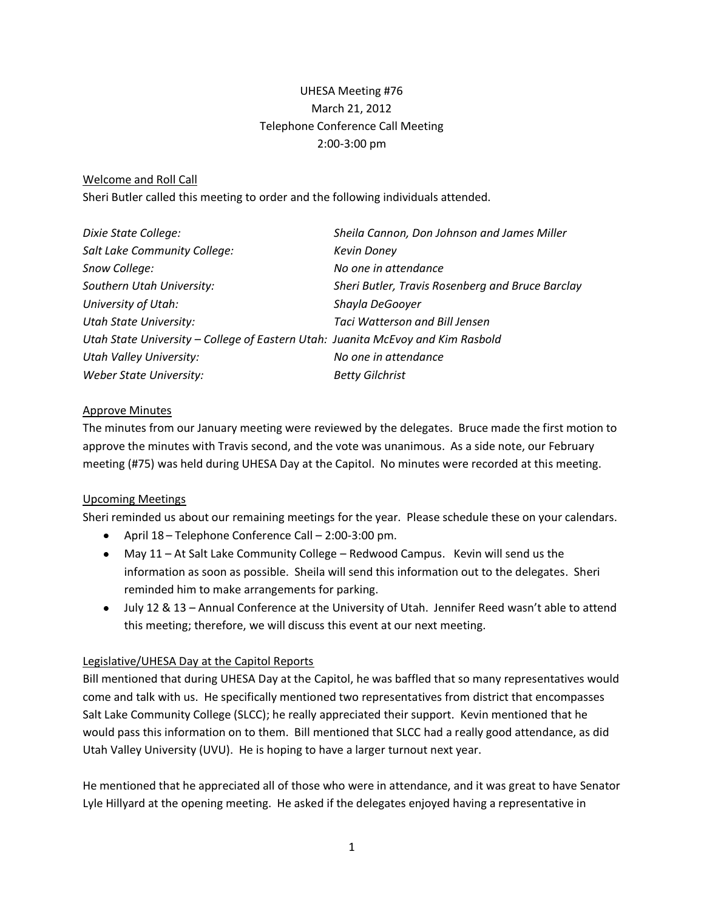UHESA Meeting #76
March 21, 2012
Telephone Conference Call Meeting
2:00-3:00 pm

## Welcome and Roll Call

Sheri Butler called this meeting to order and the following individuals attended.

| | |
|---|---|
| *Dixie State College:* | *Sheila Cannon, Don Johnson and James Miller* |
| *Salt Lake Community College:* | *Kevin Doney* |
| *Snow College:* | *No one in attendance* |
| *Southern Utah University:* | *Sheri Butler, Travis Rosenberg and Bruce Barclay* |
| *University of Utah:* | *Shayla DeGooyer* |
| *Utah State University:* | *Taci Watterson and Bill Jensen* |
| *Utah State University – College of Eastern Utah:* | *Juanita McEvoy and Kim Rasbold* |
| *Utah Valley University:* | *No one in attendance* |
| *Weber State University:* | *Betty Gilchrist* |

## Approve Minutes

The minutes from our January meeting were reviewed by the delegates. Bruce made the first motion to approve the minutes with Travis second, and the vote was unanimous. As a side note, our February meeting (#75) was held during UHESA Day at the Capitol. No minutes were recorded at this meeting.

## Upcoming Meetings

Sheri reminded us about our remaining meetings for the year. Please schedule these on your calendars.

- April 18 – Telephone Conference Call – 2:00-3:00 pm.
- May 11 – At Salt Lake Community College – Redwood Campus. Kevin will send us the information as soon as possible. Sheila will send this information out to the delegates. Sheri reminded him to make arrangements for parking.
- July 12 & 13 – Annual Conference at the University of Utah. Jennifer Reed wasn't able to attend this meeting; therefore, we will discuss this event at our next meeting.

## Legislative/UHESA Day at the Capitol Reports

Bill mentioned that during UHESA Day at the Capitol, he was baffled that so many representatives would come and talk with us. He specifically mentioned two representatives from district that encompasses Salt Lake Community College (SLCC); he really appreciated their support. Kevin mentioned that he would pass this information on to them. Bill mentioned that SLCC had a really good attendance, as did Utah Valley University (UVU). He is hoping to have a larger turnout next year.

He mentioned that he appreciated all of those who were in attendance, and it was great to have Senator Lyle Hillyard at the opening meeting. He asked if the delegates enjoyed having a representative in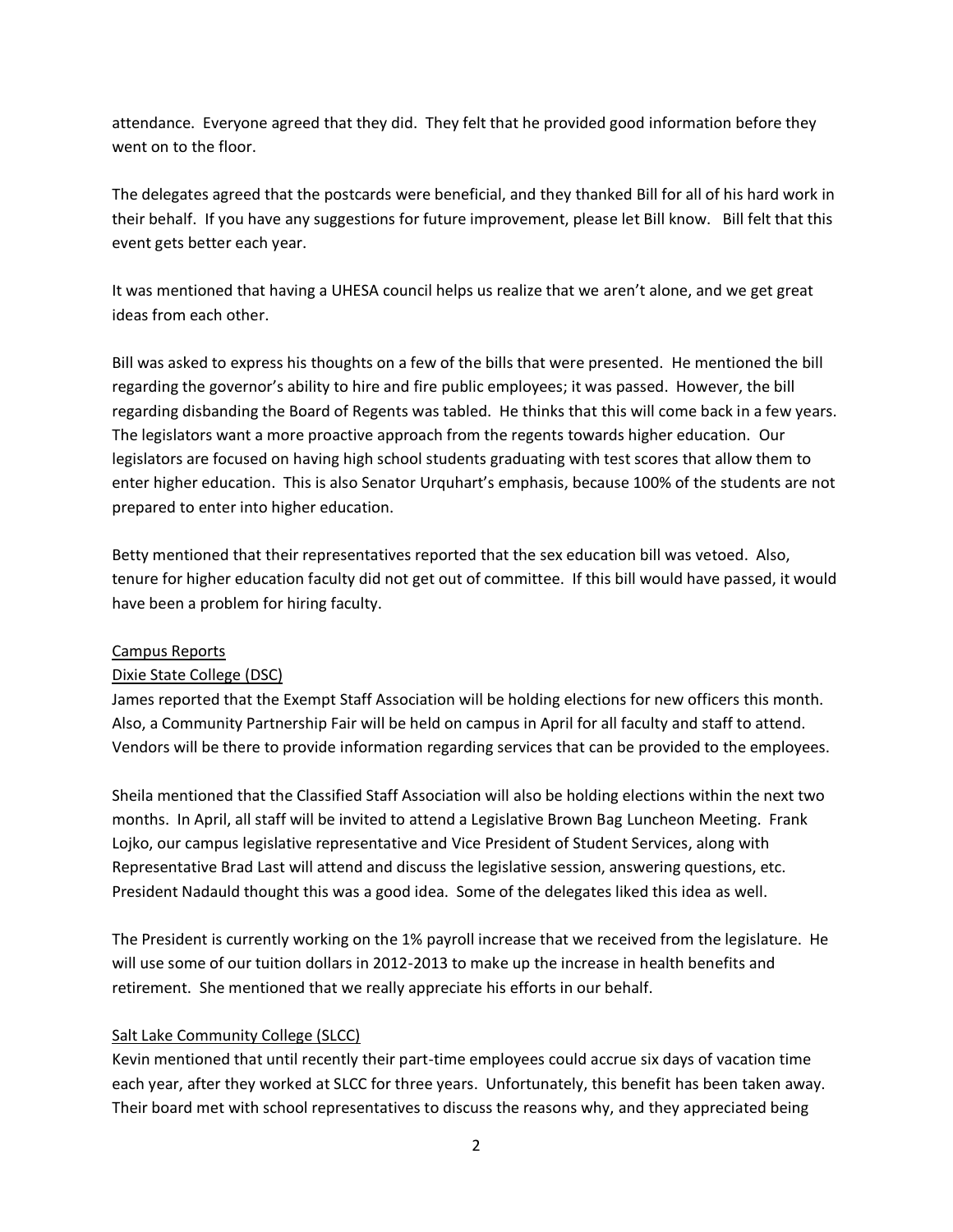attendance. Everyone agreed that they did. They felt that he provided good information before they went on to the floor.

The delegates agreed that the postcards were beneficial, and they thanked Bill for all of his hard work in their behalf. If you have any suggestions for future improvement, please let Bill know. Bill felt that this event gets better each year.

It was mentioned that having a UHESA council helps us realize that we aren't alone, and we get great ideas from each other.

Bill was asked to express his thoughts on a few of the bills that were presented. He mentioned the bill regarding the governor's ability to hire and fire public employees; it was passed. However, the bill regarding disbanding the Board of Regents was tabled. He thinks that this will come back in a few years. The legislators want a more proactive approach from the regents towards higher education. Our legislators are focused on having high school students graduating with test scores that allow them to enter higher education. This is also Senator Urquhart's emphasis, because 100% of the students are not prepared to enter into higher education.

Betty mentioned that their representatives reported that the sex education bill was vetoed. Also, tenure for higher education faculty did not get out of committee. If this bill would have passed, it would have been a problem for hiring faculty.

<u>Campus Reports</u>

<u>Dixie State College (DSC)</u>

James reported that the Exempt Staff Association will be holding elections for new officers this month. Also, a Community Partnership Fair will be held on campus in April for all faculty and staff to attend. Vendors will be there to provide information regarding services that can be provided to the employees.

Sheila mentioned that the Classified Staff Association will also be holding elections within the next two months. In April, all staff will be invited to attend a Legislative Brown Bag Luncheon Meeting. Frank Lojko, our campus legislative representative and Vice President of Student Services, along with Representative Brad Last will attend and discuss the legislative session, answering questions, etc. President Nadauld thought this was a good idea. Some of the delegates liked this idea as well.

The President is currently working on the 1% payroll increase that we received from the legislature. He will use some of our tuition dollars in 2012-2013 to make up the increase in health benefits and retirement. She mentioned that we really appreciate his efforts in our behalf.

<u>Salt Lake Community College (SLCC)</u>

Kevin mentioned that until recently their part-time employees could accrue six days of vacation time each year, after they worked at SLCC for three years. Unfortunately, this benefit has been taken away. Their board met with school representatives to discuss the reasons why, and they appreciated being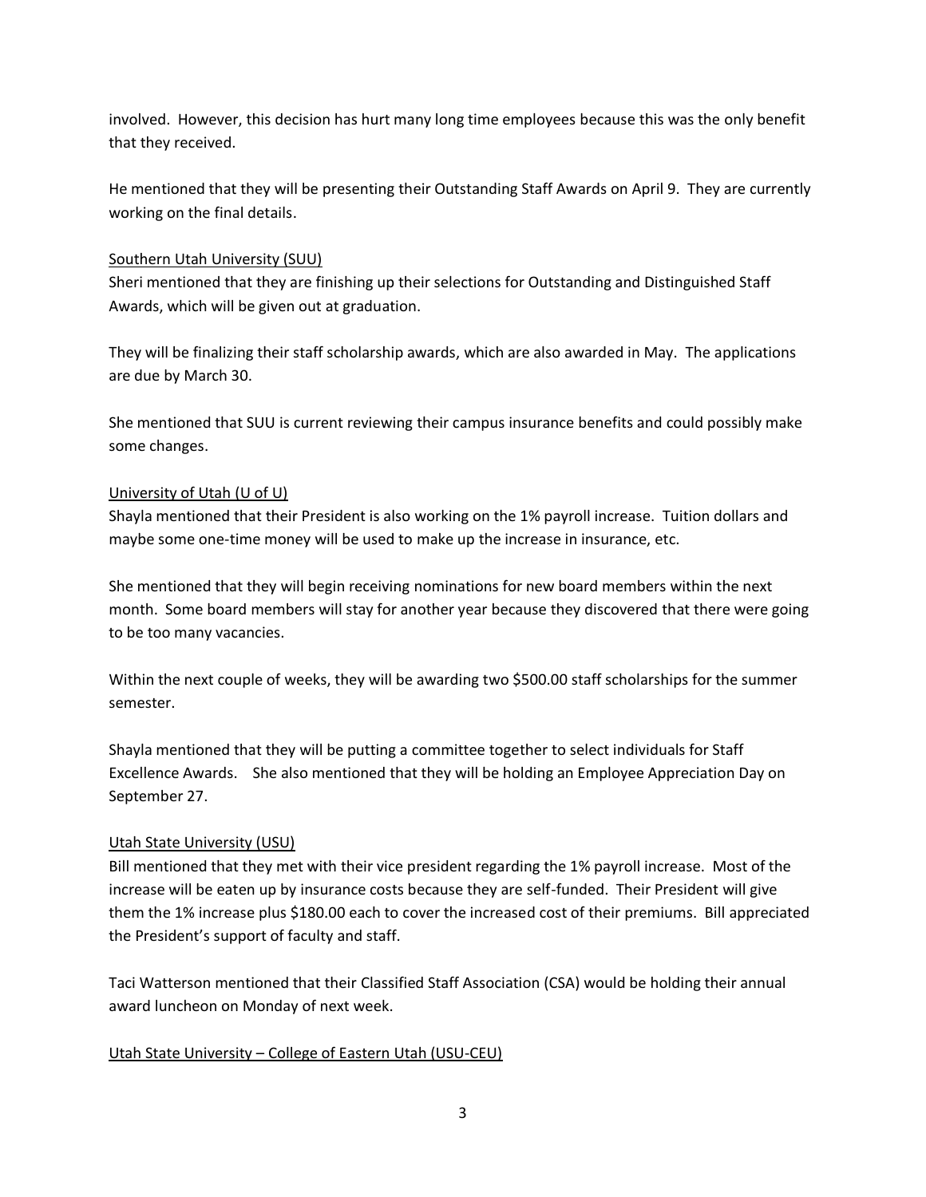involved. However, this decision has hurt many long time employees because this was the only benefit that they received.

He mentioned that they will be presenting their Outstanding Staff Awards on April 9. They are currently working on the final details.

### Southern Utah University (SUU)

Sheri mentioned that they are finishing up their selections for Outstanding and Distinguished Staff Awards, which will be given out at graduation.

They will be finalizing their staff scholarship awards, which are also awarded in May. The applications are due by March 30.

She mentioned that SUU is current reviewing their campus insurance benefits and could possibly make some changes.

### University of Utah (U of U)

Shayla mentioned that their President is also working on the 1% payroll increase. Tuition dollars and maybe some one-time money will be used to make up the increase in insurance, etc.

She mentioned that they will begin receiving nominations for new board members within the next month. Some board members will stay for another year because they discovered that there were going to be too many vacancies.

Within the next couple of weeks, they will be awarding two $500.00 staff scholarships for the summer semester.

Shayla mentioned that they will be putting a committee together to select individuals for Staff Excellence Awards. She also mentioned that they will be holding an Employee Appreciation Day on September 27.

### Utah State University (USU)

Bill mentioned that they met with their vice president regarding the 1% payroll increase. Most of the increase will be eaten up by insurance costs because they are self-funded. Their President will give them the 1% increase plus $180.00 each to cover the increased cost of their premiums. Bill appreciated the President's support of faculty and staff.

Taci Watterson mentioned that their Classified Staff Association (CSA) would be holding their annual award luncheon on Monday of next week.

### Utah State University – College of Eastern Utah (USU-CEU)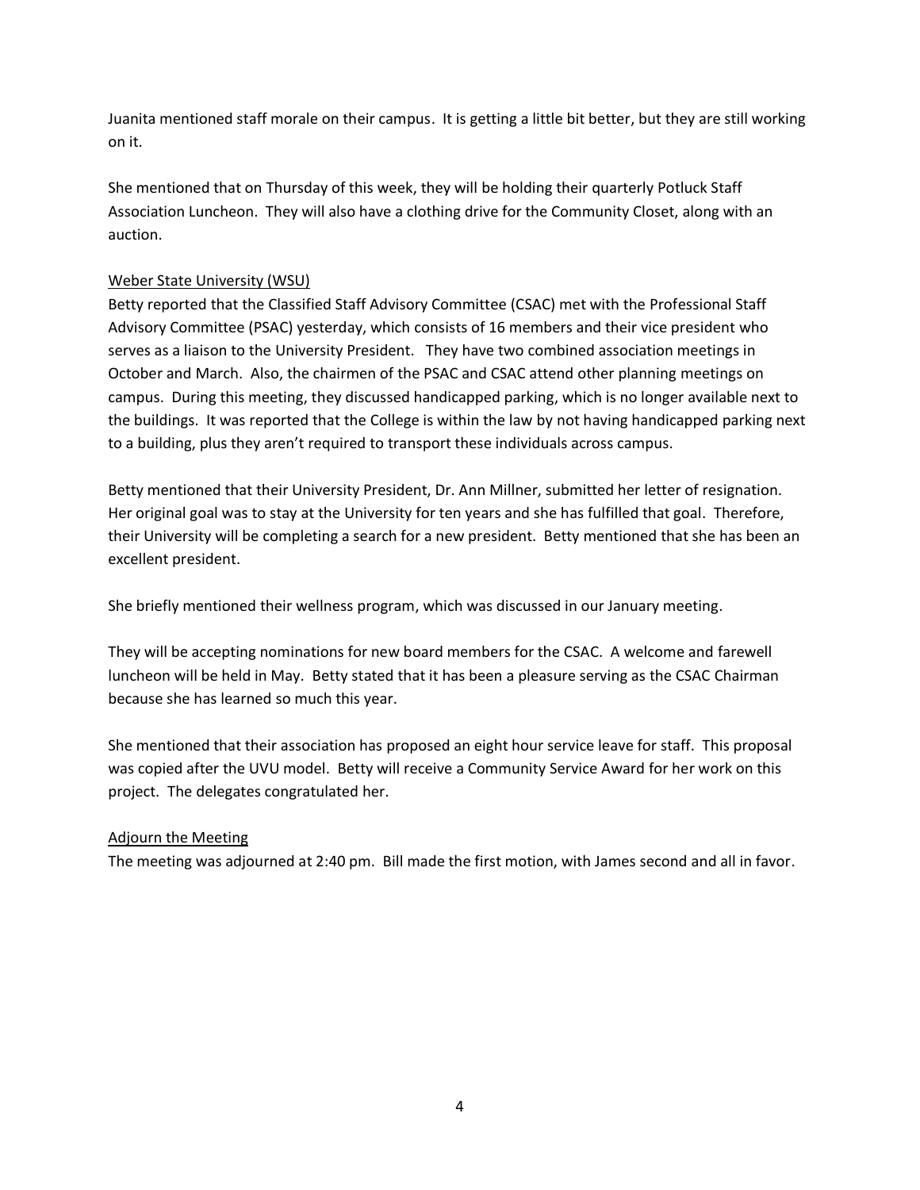Juanita mentioned staff morale on their campus. It is getting a little bit better, but they are still working on it.

She mentioned that on Thursday of this week, they will be holding their quarterly Potluck Staff Association Luncheon. They will also have a clothing drive for the Community Closet, along with an auction.

Weber State University (WSU)

Betty reported that the Classified Staff Advisory Committee (CSAC) met with the Professional Staff Advisory Committee (PSAC) yesterday, which consists of 16 members and their vice president who serves as a liaison to the University President. They have two combined association meetings in October and March. Also, the chairmen of the PSAC and CSAC attend other planning meetings on campus. During this meeting, they discussed handicapped parking, which is no longer available next to the buildings. It was reported that the College is within the law by not having handicapped parking next to a building, plus they aren't required to transport these individuals across campus.

Betty mentioned that their University President, Dr. Ann Millner, submitted her letter of resignation. Her original goal was to stay at the University for ten years and she has fulfilled that goal. Therefore, their University will be completing a search for a new president. Betty mentioned that she has been an excellent president.

She briefly mentioned their wellness program, which was discussed in our January meeting.

They will be accepting nominations for new board members for the CSAC. A welcome and farewell luncheon will be held in May. Betty stated that it has been a pleasure serving as the CSAC Chairman because she has learned so much this year.

She mentioned that their association has proposed an eight hour service leave for staff. This proposal was copied after the UVU model. Betty will receive a Community Service Award for her work on this project. The delegates congratulated her.

Adjourn the Meeting

The meeting was adjourned at 2:40 pm. Bill made the first motion, with James second and all in favor.